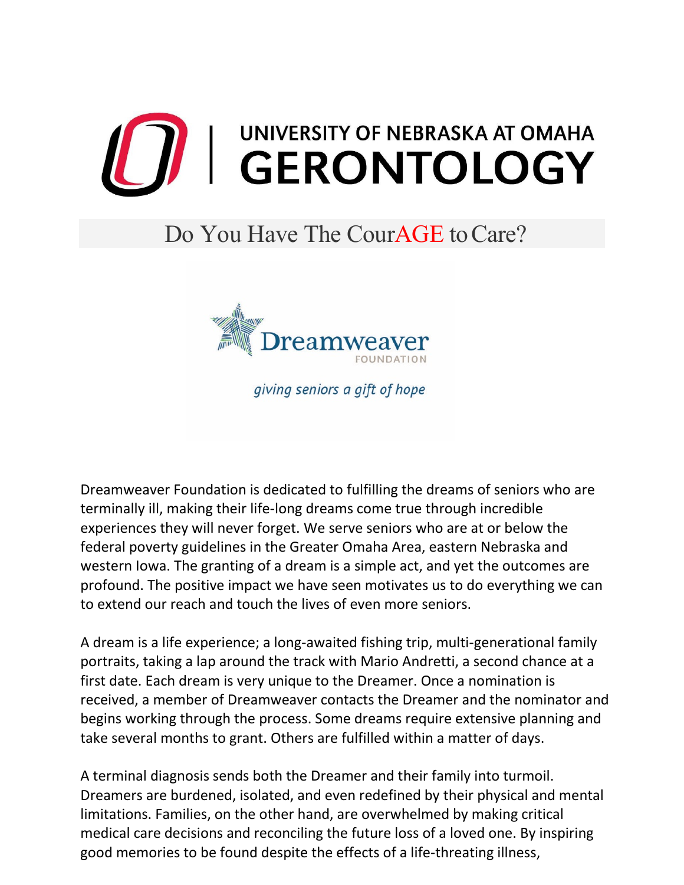# UNIVERSITY OF NEBRASKA AT OMAHA GERONTOLOGY

## Do You Have The CourAGE to Care?

Dreamweaver FOUNDATION

*giving seniors a gift of hope*

Dreamweaver Foundation is dedicated to fulfilling the dreams of seniors who are terminally ill, making their life-long dreams come true through incredible experiences they will never forget. We serve seniors who are at or below the federal poverty guidelines in the Greater Omaha Area, eastern Nebraska and western Iowa. The granting of a dream is a simple act, and yet the outcomes are profound. The positive impact we have seen motivates us to do everything we can to extend our reach and touch the lives of even more seniors.

A dream is a life experience; a long-awaited fishing trip, multi-generational family portraits, taking a lap around the track with Mario Andretti, a second chance at a first date. Each dream is very unique to the Dreamer. Once a nomination is received, a member of Dreamweaver contacts the Dreamer and the nominator and begins working through the process. Some dreams require extensive planning and take several months to grant. Others are fulfilled within a matter of days.

A terminal diagnosis sends both the Dreamer and their family into turmoil. Dreamers are burdened, isolated, and even redefined by their physical and mental limitations. Families, on the other hand, are overwhelmed by making critical medical care decisions and reconciling the future loss of a loved one. By inspiring good memories to be found despite the effects of a life-threating illness,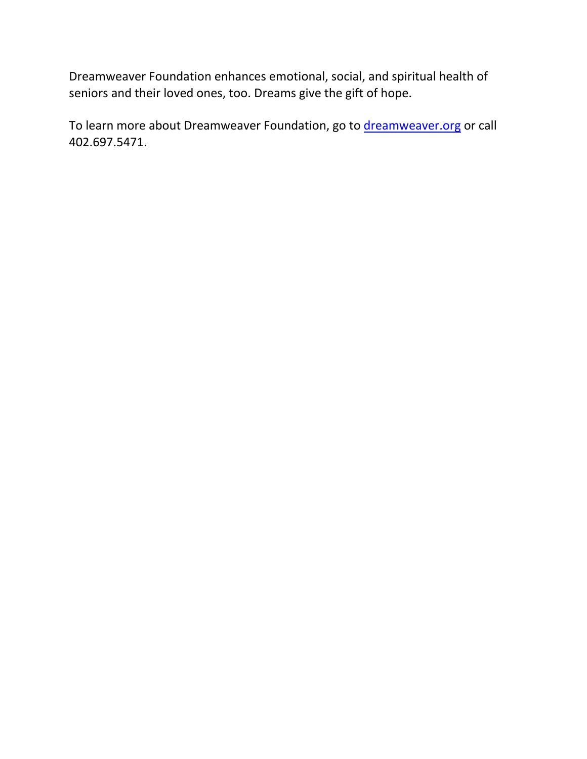Dreamweaver Foundation enhances emotional, social, and spiritual health of seniors and their loved ones, too. Dreams give the gift of hope.

To learn more about Dreamweaver Foundation, go to [dreamweaver.org](dreamweaver.org) or call 402.697.5471.